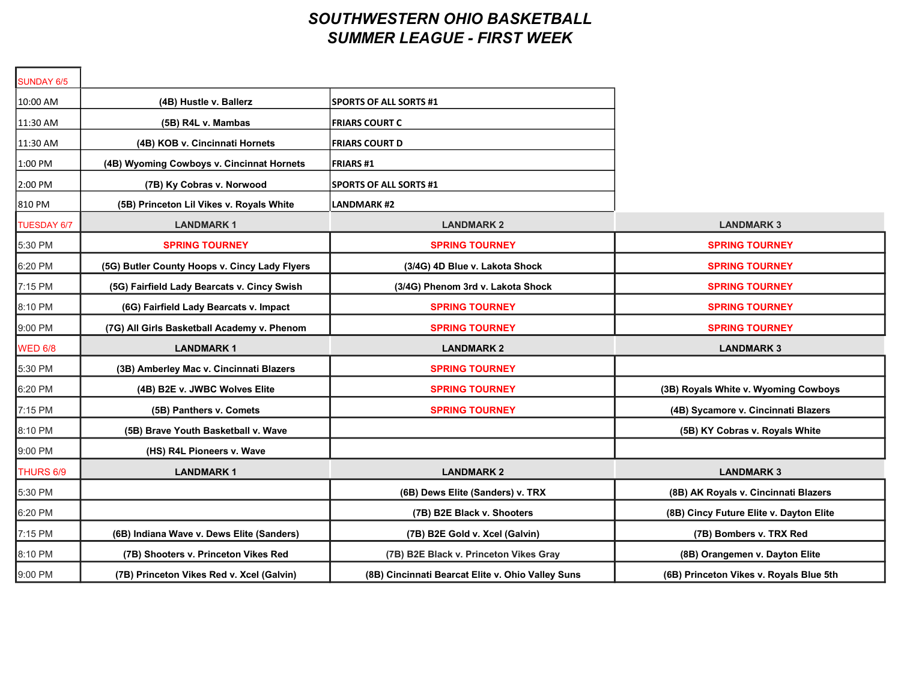# SOUTHWESTERN OHIO BASKETBALL
# SUMMER LEAGUE - FIRST WEEK

| SUNDAY 6/5 | | | |
|---|---|---|---|
| 10:00 AM | (4B) Hustle v. Ballerz | SPORTS OF ALL SORTS #1 | |
| 11:30 AM | (5B) R4L v. Mambas | FRIARS COURT C | |
| 11:30 AM | (4B) KOB v. Cincinnati Hornets | FRIARS COURT D | |
| 1:00 PM | (4B) Wyoming Cowboys v. Cincinnat Hornets | FRIARS #1 | |
| 2:00 PM | (7B) Ky Cobras v. Norwood | SPORTS OF ALL SORTS #1 | |
| 810 PM | (5B) Princeton Lil Vikes v. Royals White | LANDMARK #2 | |
| **TUESDAY 6/7** | **LANDMARK 1** | **LANDMARK 2** | **LANDMARK 3** |
| 5:30 PM | SPRING TOURNEY | SPRING TOURNEY | SPRING TOURNEY |
| 6:20 PM | (5G) Butler County Hoops v. Cincy Lady Flyers | (3/4G) 4D Blue v. Lakota Shock | SPRING TOURNEY |
| 7:15 PM | (5G) Fairfield Lady Bearcats v. Cincy Swish | (3/4G) Phenom 3rd v. Lakota Shock | SPRING TOURNEY |
| 8:10 PM | (6G) Fairfield Lady Bearcats v. Impact | SPRING TOURNEY | SPRING TOURNEY |
| 9:00 PM | (7G) All Girls Basketball Academy v. Phenom | SPRING TOURNEY | SPRING TOURNEY |
| **WED 6/8** | **LANDMARK 1** | **LANDMARK 2** | **LANDMARK 3** |
| 5:30 PM | (3B) Amberley Mac v. Cincinnati Blazers | SPRING TOURNEY | |
| 6:20 PM | (4B) B2E v. JWBC Wolves Elite | SPRING TOURNEY | (3B) Royals White v. Wyoming Cowboys |
| 7:15 PM | (5B) Panthers v. Comets | SPRING TOURNEY | (4B) Sycamore v. Cincinnati Blazers |
| 8:10 PM | (5B) Brave Youth Basketball v. Wave | | (5B) KY Cobras v. Royals White |
| 9:00 PM | (HS) R4L Pioneers v. Wave | | |
| **THURS 6/9** | **LANDMARK 1** | **LANDMARK 2** | **LANDMARK 3** |
| 5:30 PM | | (6B) Dews Elite (Sanders) v. TRX | (8B) AK Royals v. Cincinnati Blazers |
| 6:20 PM | | (7B) B2E Black v. Shooters | (8B) Cincy Future Elite v. Dayton Elite |
| 7:15 PM | (6B) Indiana Wave v. Dews Elite (Sanders) | (7B) B2E Gold v. Xcel (Galvin) | (7B) Bombers v. TRX Red |
| 8:10 PM | (7B) Shooters v. Princeton Vikes Red | (7B) B2E Black v. Princeton Vikes Gray | (8B) Orangemen v. Dayton Elite |
| 9:00 PM | (7B) Princeton Vikes Red v. Xcel (Galvin) | (8B) Cincinnati Bearcat Elite v. Ohio Valley Suns | (6B) Princeton Vikes v. Royals Blue 5th |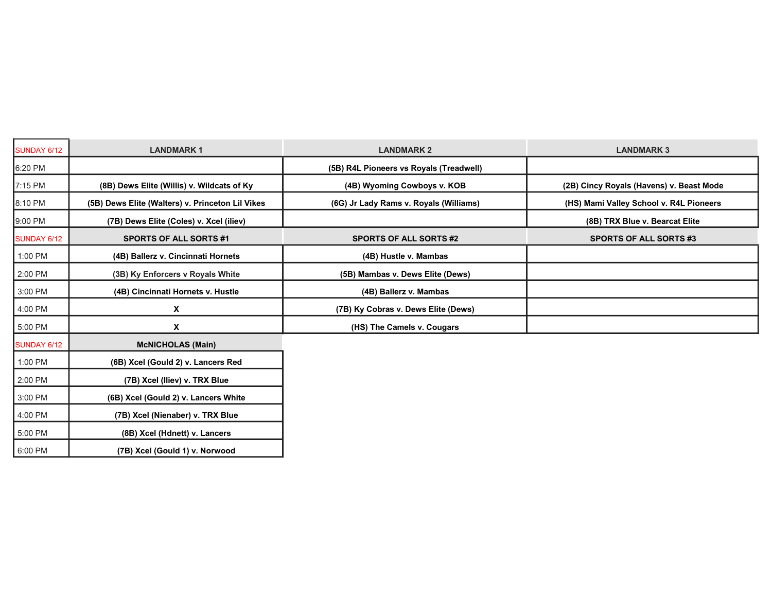| SUNDAY 6/12 | LANDMARK 1 | LANDMARK 2 | LANDMARK 3 |
|---|---|---|---|
| 6:20 PM | | (5B) R4L Pioneers vs Royals (Treadwell) | |
| 7:15 PM | (8B) Dews Elite (Willis) v. Wildcats of Ky | (4B) Wyoming Cowboys v. KOB | (2B) Cincy Royals (Havens) v. Beast Mode |
| 8:10 PM | (5B) Dews Elite (Walters) v. Princeton Lil Vikes | (6G) Jr Lady Rams v. Royals (Williams) | (HS) Mami Valley School v. R4L Pioneers |
| 9:00 PM | (7B) Dews Elite (Coles) v. Xcel (iliev) | | (8B) TRX Blue v. Bearcat Elite |

| SUNDAY 6/12 | SPORTS OF ALL SORTS #1 | SPORTS OF ALL SORTS #2 | SPORTS OF ALL SORTS #3 |
|---|---|---|---|
| 1:00 PM | (4B) Ballerz v. Cincinnati Hornets | (4B) Hustle v. Mambas | |
| 2:00 PM | (3B) Ky Enforcers v Royals White | (5B) Mambas v. Dews Elite (Dews) | |
| 3:00 PM | (4B) Cincinnati Hornets v. Hustle | (4B) Ballerz v. Mambas | |
| 4:00 PM | X | (7B) Ky Cobras v. Dews Elite (Dews) | |
| 5:00 PM | X | (HS) The Camels v. Cougars | |

| SUNDAY 6/12 | McNICHOLAS (Main) |
|---|---|
| 1:00 PM | (6B) Xcel (Gould 2) v. Lancers Red |
| 2:00 PM | (7B) Xcel (Iliev) v. TRX Blue |
| 3:00 PM | (6B) Xcel (Gould 2) v. Lancers White |
| 4:00 PM | (7B) Xcel (Nienaber) v. TRX Blue |
| 5:00 PM | (8B) Xcel (Hdnett) v. Lancers |
| 6:00 PM | (7B) Xcel (Gould 1) v. Norwood |